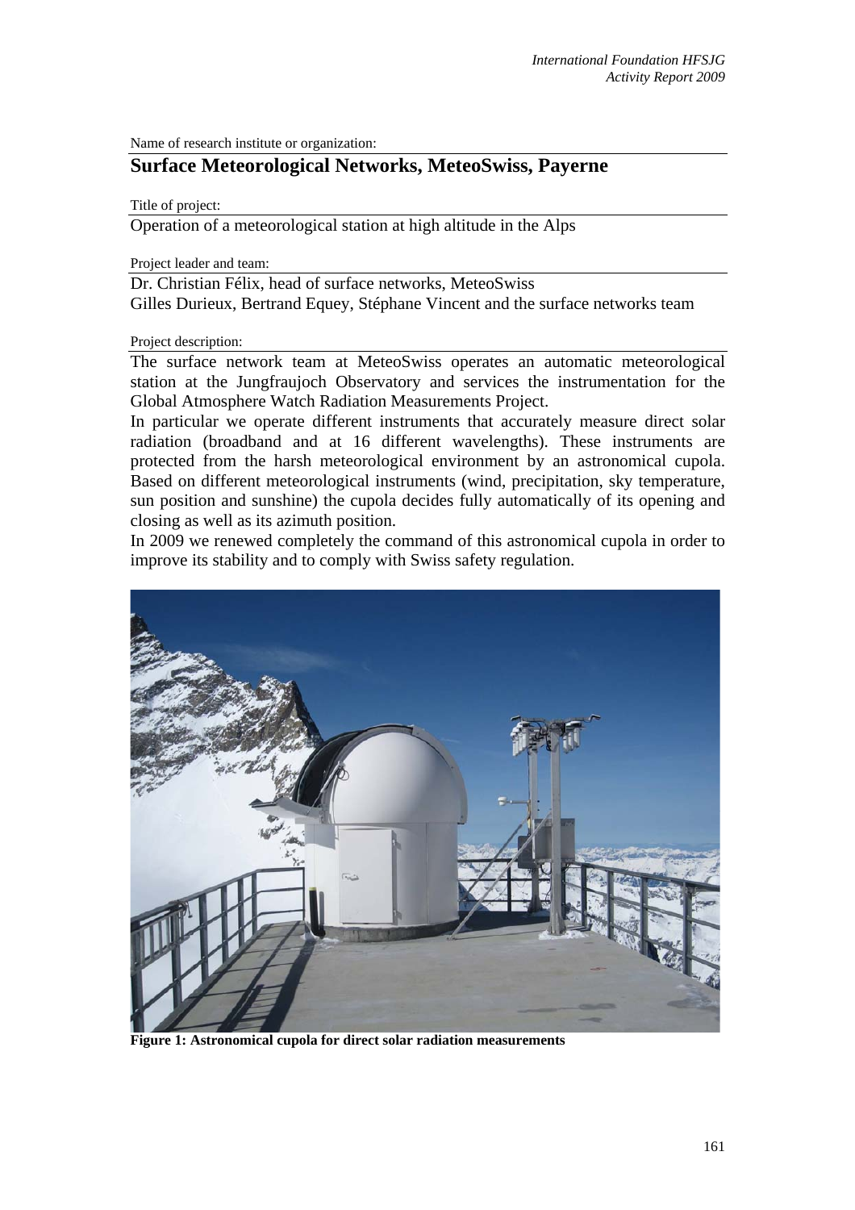Name of research institute or organization:

## Surface Meteorological Networks, MeteoSwiss, Payerne

Title of project:

Operation of a meteorological station at high altitude in the Alps

Project leader and team:

Dr. Christian Félix, head of surface networks, MeteoSwiss
Gilles Durieux, Bertrand Equey, Stéphane Vincent and the surface networks team

Project description:

The surface network team at MeteoSwiss operates an automatic meteorological station at the Jungfraujoch Observatory and services the instrumentation for the Global Atmosphere Watch Radiation Measurements Project.

In particular we operate different instruments that accurately measure direct solar radiation (broadband and at 16 different wavelengths). These instruments are protected from the harsh meteorological environment by an astronomical cupola. Based on different meteorological instruments (wind, precipitation, sky temperature, sun position and sunshine) the cupola decides fully automatically of its opening and closing as well as its azimuth position.

In 2009 we renewed completely the command of this astronomical cupola in order to improve its stability and to comply with Swiss safety regulation.

**Figure 1: Astronomical cupola for direct solar radiation measurements**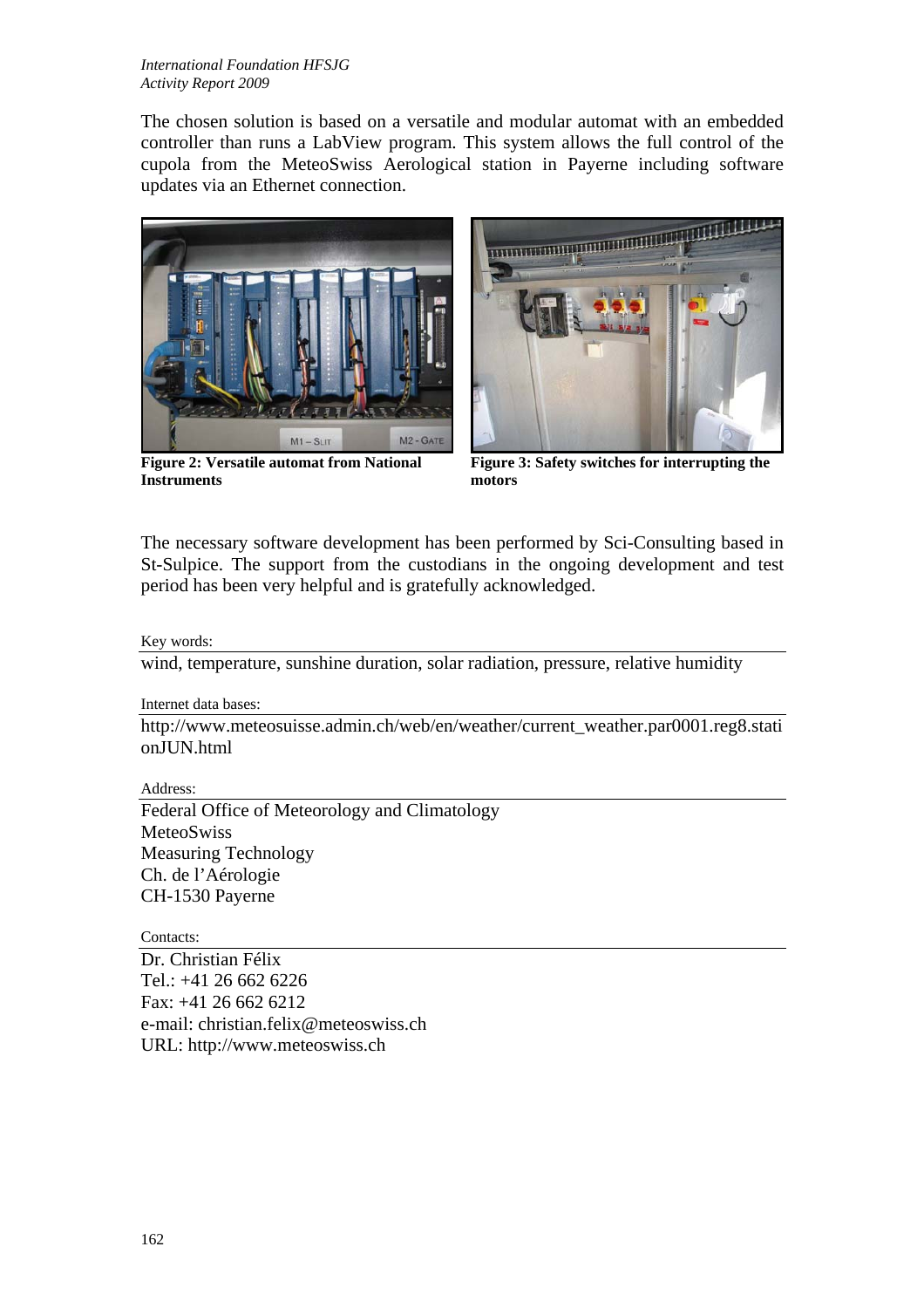The chosen solution is based on a versatile and modular automat with an embedded controller than runs a LabView program. This system allows the full control of the cupola from the MeteoSwiss Aerological station in Payerne including software updates via an Ethernet connection.

**Figure 2: Versatile automat from National Instruments**

**Figure 3: Safety switches for interrupting the motors**

The necessary software development has been performed by Sci-Consulting based in St-Sulpice. The support from the custodians in the ongoing development and test period has been very helpful and is gratefully acknowledged.

Key words:

wind, temperature, sunshine duration, solar radiation, pressure, relative humidity

Internet data bases:

http://www.meteosuisse.admin.ch/web/en/weather/current_weather.par0001.reg8.stationJUN.html

Address:

Federal Office of Meteorology and Climatology
MeteoSwiss
Measuring Technology
Ch. de l'Aérologie
CH-1530 Payerne

Contacts:

Dr. Christian Félix
Tel.: +41 26 662 6226
Fax: +41 26 662 6212
e-mail: christian.felix@meteoswiss.ch
URL: http://www.meteoswiss.ch